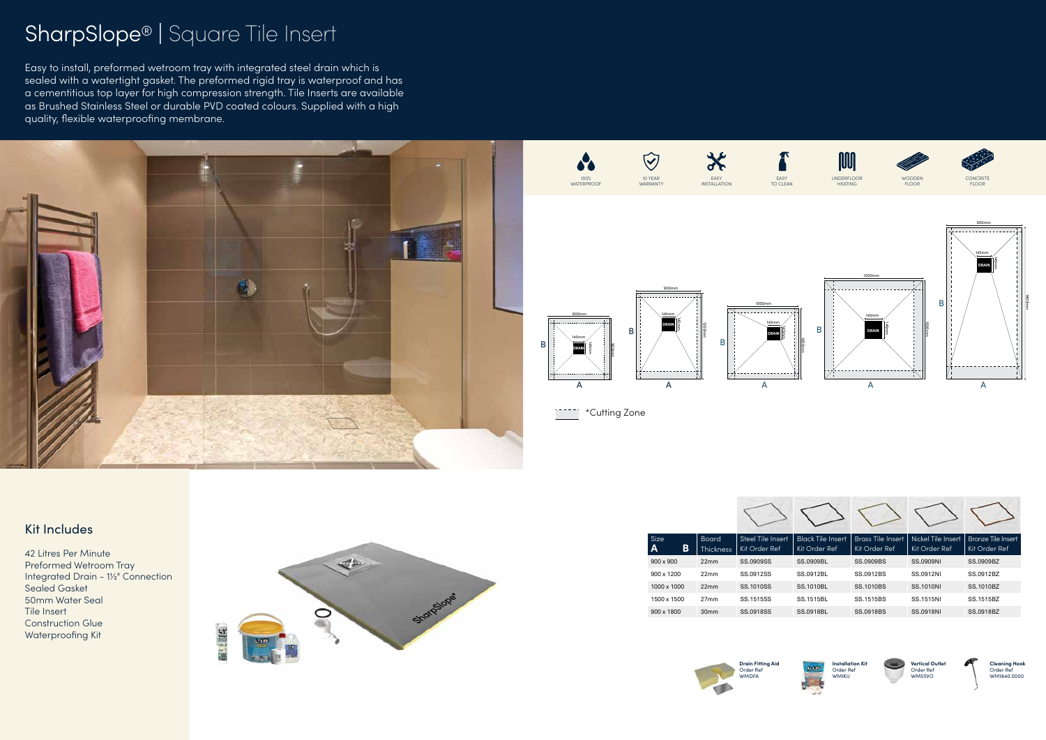# SharpSlope® | Square Tile Insert

Easy to install, preformed wetroom tray with integrated steel drain which is sealed with a watertight gasket. The preformed rigid tray is waterproof and has a cementitious top layer for high compression strength. Tile Inserts are available as Brushed Stainless Steel or durable PVD coated colours. Supplied with a high quality, flexible waterproofing membrane.

100% WATERPROOF | 10 YEAR WARRANTY | EASY INSTALLATION | EASY TO CLEAN | UNDERFLOOR HEATING | WOODEN FLOOR | CONCRETE FLOOR

*Cutting Zone

## Kit Includes

42 Litres Per Minute
Preformed Wetroom Tray
Integrated Drain - 1½" Connection
Sealed Gasket
50mm Water Seal
Tile Insert
Construction Glue
Waterproofing Kit

| Size A B | Board Thickness | Steel Tile Insert Kit Order Ref | Black Tile Insert Kit Order Ref | Brass Tile Insert Kit Order Ref | Nickel Tile Insert Kit Order Ref | Bronze Tile Insert Kit Order Ref |
|---|---|---|---|---|---|---|
| 900 x 900 | 22mm | SS.0909SS | SS.0909BL | SS.0909BS | SS.0909NI | SS.0909BZ |
| 900 x 1200 | 22mm | SS.0912SS | SS.0912BL | SS.0912BS | SS.0912NI | SS.0912BZ |
| 1000 x 1000 | 22mm | SS.1010SS | SS.1010BL | SS.1010BS | SS.1010NI | SS.1010BZ |
| 1500 x 1500 | 27mm | SS.1515SS | SS.1515BL | SS.1515BS | SS.1515NI | SS.1515BZ |
| 900 x 1800 | 30mm | SS.0918SS | SS.0918BL | SS.0918BS | SS.0918NI | SS.0918BZ |

**Drain Fitting Aid** Order Ref WMDFA

**Installation Kit** Order Ref WMIKU

**Vertical Outlet** Order Ref WMSSVO

**Cleaning Hook** Order Ref WM1840.0000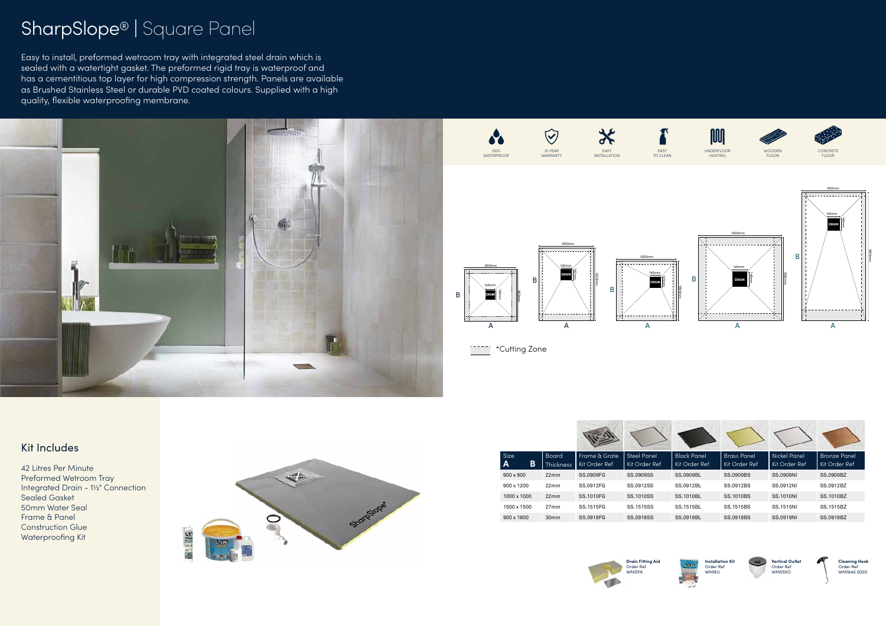# SharpSlope® | Square Panel

Easy to install, preformed wetroom tray with integrated steel drain which is sealed with a watertight gasket. The preformed rigid tray is waterproof and has a cementitious top layer for high compression strength. Panels are available as Brushed Stainless Steel or durable PVD coated colours. Supplied with a high quality, flexible waterproofing membrane.

100% WATERPROOF
10 YEAR WARRANTY
EASY INSTALLATION
EASY TO CLEAN
UNDERFLOOR HEATING
WOODEN FLOOR
CONCRETE FLOOR

900mm
145mm
DRAIN
900mm
B
A

900mm
145mm
DRAIN
1200mm
B
A

1000mm
145mm
DRAIN
1000mm
B
A

1500mm
145mm
DRAIN
1500mm
B
A

900mm
145mm
DRAIN
1800mm
B
A

*Cutting Zone

## Kit Includes

42 Litres Per Minute
Preformed Wetroom Tray
Integrated Drain - 1½" Connection
Sealed Gasket
50mm Water Seal
Frame & Panel
Construction Glue
Waterproofing Kit

| Size A B | Board Thickness | Frame & Grate Kit Order Ref | Steel Panel Kit Order Ref | Black Panel Kit Order Ref | Brass Panel Kit Order Ref | Nickel Panel Kit Order Ref | Bronze Panel Kit Order Ref |
|---|---|---|---|---|---|---|---|
| 900 x 900 | 22mm | SS.0909FG | SS.0909SS | SS.0909BL | SS.0909BS | SS.0909NI | SS.0909BZ |
| 900 x 1200 | 22mm | SS.0912FG | SS.0912SS | SS.0912BL | SS.0912BS | SS.0912NI | SS.0912BZ |
| 1000 x 1000 | 22mm | SS.1010FG | SS.1010SS | SS.1010BL | SS.1010BS | SS.1010NI | SS.1010BZ |
| 1500 x 1500 | 27mm | SS.1515FG | SS.1515SS | SS.1515BL | SS.1515BS | SS.1515NI | SS.1515BZ |
| 900 x 1800 | 30mm | SS.0918FG | SS.0918SS | SS.0918BL | SS.0918BS | SS.0918NI | SS.0918BZ |

**Drain Fitting Aid**
Order Ref
WMDFA

**Installation Kit**
Order Ref
WMIKU

**Vertical Outlet**
Order Ref
WMSSVO

**Cleaning Hook**
Order Ref
WM1840.0000